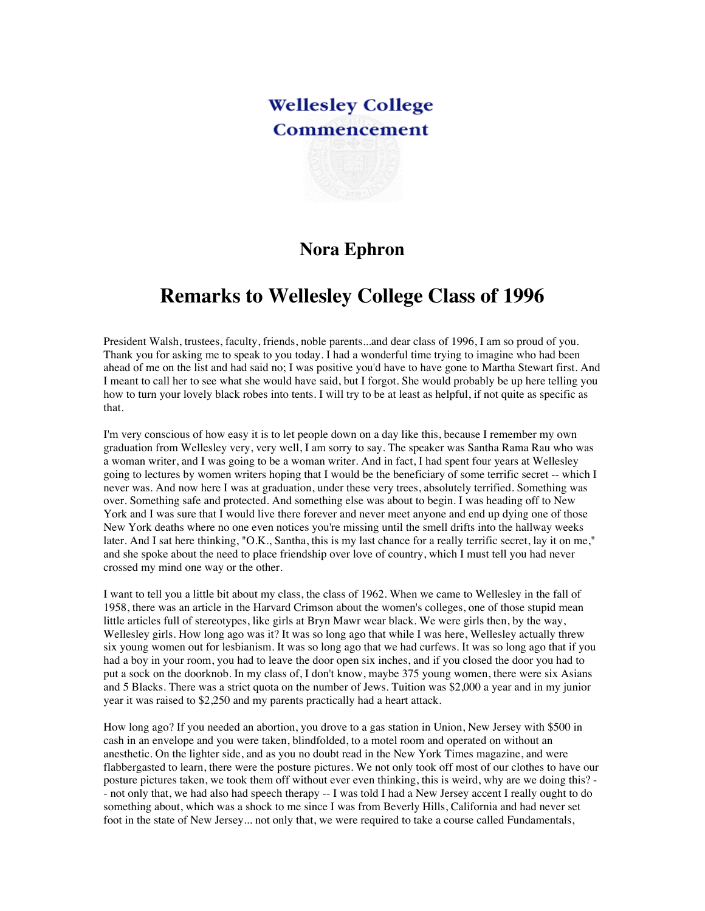# Wellesley College Commencement

## Nora Ephron

# Remarks to Wellesley College Class of 1996

President Walsh, trustees, faculty, friends, noble parents...and dear class of 1996, I am so proud of you. Thank you for asking me to speak to you today. I had a wonderful time trying to imagine who had been ahead of me on the list and had said no; I was positive you'd have to have gone to Martha Stewart first. And I meant to call her to see what she would have said, but I forgot. She would probably be up here telling you how to turn your lovely black robes into tents. I will try to be at least as helpful, if not quite as specific as that.

I'm very conscious of how easy it is to let people down on a day like this, because I remember my own graduation from Wellesley very, very well, I am sorry to say. The speaker was Santha Rama Rau who was a woman writer, and I was going to be a woman writer. And in fact, I had spent four years at Wellesley going to lectures by women writers hoping that I would be the beneficiary of some terrific secret -- which I never was. And now here I was at graduation, under these very trees, absolutely terrified. Something was over. Something safe and protected. And something else was about to begin. I was heading off to New York and I was sure that I would live there forever and never meet anyone and end up dying one of those New York deaths where no one even notices you're missing until the smell drifts into the hallway weeks later. And I sat here thinking, "O.K., Santha, this is my last chance for a really terrific secret, lay it on me," and she spoke about the need to place friendship over love of country, which I must tell you had never crossed my mind one way or the other.

I want to tell you a little bit about my class, the class of 1962. When we came to Wellesley in the fall of 1958, there was an article in the Harvard Crimson about the women's colleges, one of those stupid mean little articles full of stereotypes, like girls at Bryn Mawr wear black. We were girls then, by the way, Wellesley girls. How long ago was it? It was so long ago that while I was here, Wellesley actually threw six young women out for lesbianism. It was so long ago that we had curfews. It was so long ago that if you had a boy in your room, you had to leave the door open six inches, and if you closed the door you had to put a sock on the doorknob. In my class of, I don't know, maybe 375 young women, there were six Asians and 5 Blacks. There was a strict quota on the number of Jews. Tuition was $2,000 a year and in my junior year it was raised to $2,250 and my parents practically had a heart attack.

How long ago? If you needed an abortion, you drove to a gas station in Union, New Jersey with $500 in cash in an envelope and you were taken, blindfolded, to a motel room and operated on without an anesthetic. On the lighter side, and as you no doubt read in the New York Times magazine, and were flabbergasted to learn, there were the posture pictures. We not only took off most of our clothes to have our posture pictures taken, we took them off without ever even thinking, this is weird, why are we doing this? -- not only that, we had also had speech therapy -- I was told I had a New Jersey accent I really ought to do something about, which was a shock to me since I was from Beverly Hills, California and had never set foot in the state of New Jersey... not only that, we were required to take a course called Fundamentals,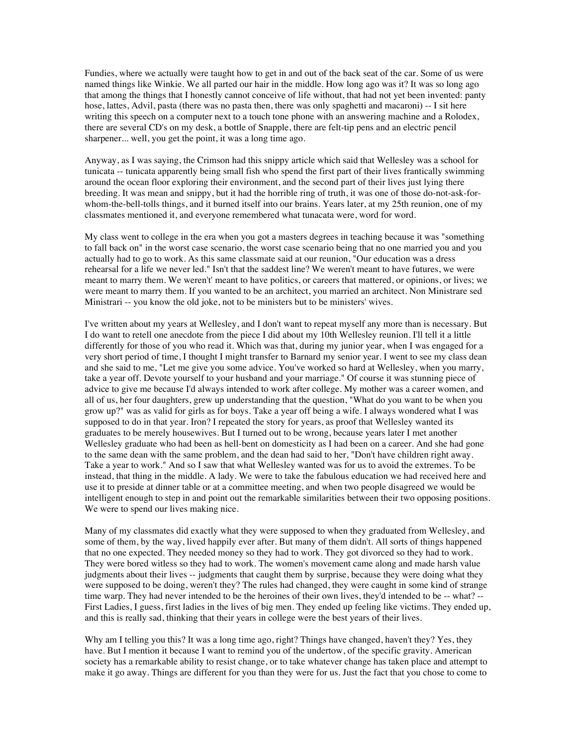Fundies, where we actually were taught how to get in and out of the back seat of the car. Some of us were named things like Winkie. We all parted our hair in the middle. How long ago was it? It was so long ago that among the things that I honestly cannot conceive of life without, that had not yet been invented: panty hose, lattes, Advil, pasta (there was no pasta then, there was only spaghetti and macaroni) -- I sit here writing this speech on a computer next to a touch tone phone with an answering machine and a Rolodex, there are several CD's on my desk, a bottle of Snapple, there are felt-tip pens and an electric pencil sharpener... well, you get the point, it was a long time ago.

Anyway, as I was saying, the Crimson had this snippy article which said that Wellesley was a school for tunicata -- tunicata apparently being small fish who spend the first part of their lives frantically swimming around the ocean floor exploring their environment, and the second part of their lives just lying there breeding. It was mean and snippy, but it had the horrible ring of truth, it was one of those do-not-ask-for-whom-the-bell-tolls things, and it burned itself into our brains. Years later, at my 25th reunion, one of my classmates mentioned it, and everyone remembered what tunacata were, word for word.

My class went to college in the era when you got a masters degrees in teaching because it was "something to fall back on" in the worst case scenario, the worst case scenario being that no one married you and you actually had to go to work. As this same classmate said at our reunion, "Our education was a dress rehearsal for a life we never led." Isn't that the saddest line? We weren't meant to have futures, we were meant to marry them. We weren't' meant to have politics, or careers that mattered, or opinions, or lives; we were meant to marry them. If you wanted to be an architect, you married an architect. Non Ministrare sed Ministrari -- you know the old joke, not to be ministers but to be ministers' wives.

I've written about my years at Wellesley, and I don't want to repeat myself any more than is necessary. But I do want to retell one anecdote from the piece I did about my 10th Wellesley reunion. I'll tell it a little differently for those of you who read it. Which was that, during my junior year, when I was engaged for a very short period of time, I thought I might transfer to Barnard my senior year. I went to see my class dean and she said to me, "Let me give you some advice. You've worked so hard at Wellesley, when you marry, take a year off. Devote yourself to your husband and your marriage." Of course it was stunning piece of advice to give me because I'd always intended to work after college. My mother was a career women, and all of us, her four daughters, grew up understanding that the question, "What do you want to be when you grow up?" was as valid for girls as for boys. Take a year off being a wife. I always wondered what I was supposed to do in that year. Iron? I repeated the story for years, as proof that Wellesley wanted its graduates to be merely housewives. But I turned out to be wrong, because years later I met another Wellesley graduate who had been as hell-bent on domesticity as I had been on a career. And she had gone to the same dean with the same problem, and the dean had said to her, "Don't have children right away. Take a year to work." And so I saw that what Wellesley wanted was for us to avoid the extremes. To be instead, that thing in the middle. A lady. We were to take the fabulous education we had received here and use it to preside at dinner table or at a committee meeting, and when two people disagreed we would be intelligent enough to step in and point out the remarkable similarities between their two opposing positions. We were to spend our lives making nice.

Many of my classmates did exactly what they were supposed to when they graduated from Wellesley, and some of them, by the way, lived happily ever after. But many of them didn't. All sorts of things happened that no one expected. They needed money so they had to work. They got divorced so they had to work. They were bored witless so they had to work. The women's movement came along and made harsh value judgments about their lives -- judgments that caught them by surprise, because they were doing what they were supposed to be doing, weren't they? The rules had changed, they were caught in some kind of strange time warp. They had never intended to be the heroines of their own lives, they'd intended to be -- what? -- First Ladies, I guess, first ladies in the lives of big men. They ended up feeling like victims. They ended up, and this is really sad, thinking that their years in college were the best years of their lives.

Why am I telling you this? It was a long time ago, right? Things have changed, haven't they? Yes, they have. But I mention it because I want to remind you of the undertow, of the specific gravity. American society has a remarkable ability to resist change, or to take whatever change has taken place and attempt to make it go away. Things are different for you than they were for us. Just the fact that you chose to come to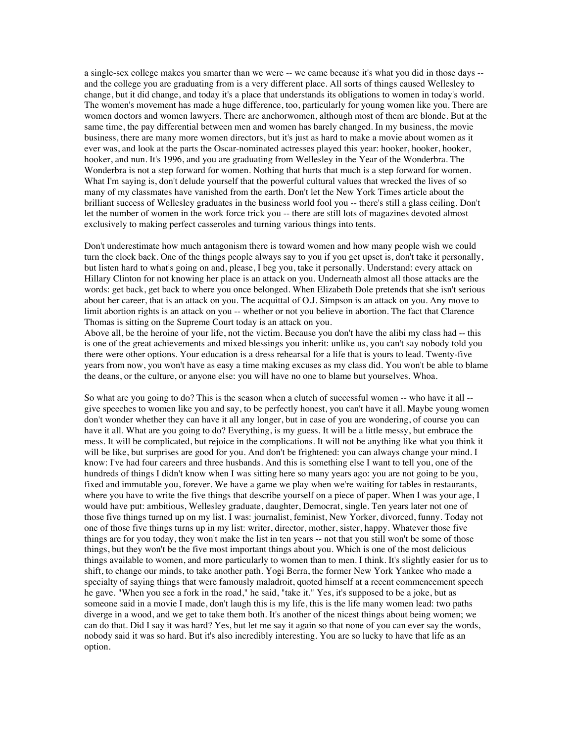a single-sex college makes you smarter than we were -- we came because it's what you did in those days -- and the college you are graduating from is a very different place. All sorts of things caused Wellesley to change, but it did change, and today it's a place that understands its obligations to women in today's world. The women's movement has made a huge difference, too, particularly for young women like you. There are women doctors and women lawyers. There are anchorwomen, although most of them are blonde. But at the same time, the pay differential between men and women has barely changed. In my business, the movie business, there are many more women directors, but it's just as hard to make a movie about women as it ever was, and look at the parts the Oscar-nominated actresses played this year: hooker, hooker, hooker, hooker, and nun. It's 1996, and you are graduating from Wellesley in the Year of the Wonderbra. The Wonderbra is not a step forward for women. Nothing that hurts that much is a step forward for women. What I'm saying is, don't delude yourself that the powerful cultural values that wrecked the lives of so many of my classmates have vanished from the earth. Don't let the New York Times article about the brilliant success of Wellesley graduates in the business world fool you -- there's still a glass ceiling. Don't let the number of women in the work force trick you -- there are still lots of magazines devoted almost exclusively to making perfect casseroles and turning various things into tents.

Don't underestimate how much antagonism there is toward women and how many people wish we could turn the clock back. One of the things people always say to you if you get upset is, don't take it personally, but listen hard to what's going on and, please, I beg you, take it personally. Understand: every attack on Hillary Clinton for not knowing her place is an attack on you. Underneath almost all those attacks are the words: get back, get back to where you once belonged. When Elizabeth Dole pretends that she isn't serious about her career, that is an attack on you. The acquittal of O.J. Simpson is an attack on you. Any move to limit abortion rights is an attack on you -- whether or not you believe in abortion. The fact that Clarence Thomas is sitting on the Supreme Court today is an attack on you.
Above all, be the heroine of your life, not the victim. Because you don't have the alibi my class had -- this is one of the great achievements and mixed blessings you inherit: unlike us, you can't say nobody told you there were other options. Your education is a dress rehearsal for a life that is yours to lead. Twenty-five years from now, you won't have as easy a time making excuses as my class did. You won't be able to blame the deans, or the culture, or anyone else: you will have no one to blame but yourselves. Whoa.

So what are you going to do? This is the season when a clutch of successful women -- who have it all -- give speeches to women like you and say, to be perfectly honest, you can't have it all. Maybe young women don't wonder whether they can have it all any longer, but in case of you are wondering, of course you can have it all. What are you going to do? Everything, is my guess. It will be a little messy, but embrace the mess. It will be complicated, but rejoice in the complications. It will not be anything like what you think it will be like, but surprises are good for you. And don't be frightened: you can always change your mind. I know: I've had four careers and three husbands. And this is something else I want to tell you, one of the hundreds of things I didn't know when I was sitting here so many years ago: you are not going to be you, fixed and immutable you, forever. We have a game we play when we're waiting for tables in restaurants, where you have to write the five things that describe yourself on a piece of paper. When I was your age, I would have put: ambitious, Wellesley graduate, daughter, Democrat, single. Ten years later not one of those five things turned up on my list. I was: journalist, feminist, New Yorker, divorced, funny. Today not one of those five things turns up in my list: writer, director, mother, sister, happy. Whatever those five things are for you today, they won't make the list in ten years -- not that you still won't be some of those things, but they won't be the five most important things about you. Which is one of the most delicious things available to women, and more particularly to women than to men. I think. It's slightly easier for us to shift, to change our minds, to take another path. Yogi Berra, the former New York Yankee who made a specialty of saying things that were famously maladroit, quoted himself at a recent commencement speech he gave. "When you see a fork in the road," he said, "take it." Yes, it's supposed to be a joke, but as someone said in a movie I made, don't laugh this is my life, this is the life many women lead: two paths diverge in a wood, and we get to take them both. It's another of the nicest things about being women; we can do that. Did I say it was hard? Yes, but let me say it again so that none of you can ever say the words, nobody said it was so hard. But it's also incredibly interesting. You are so lucky to have that life as an option.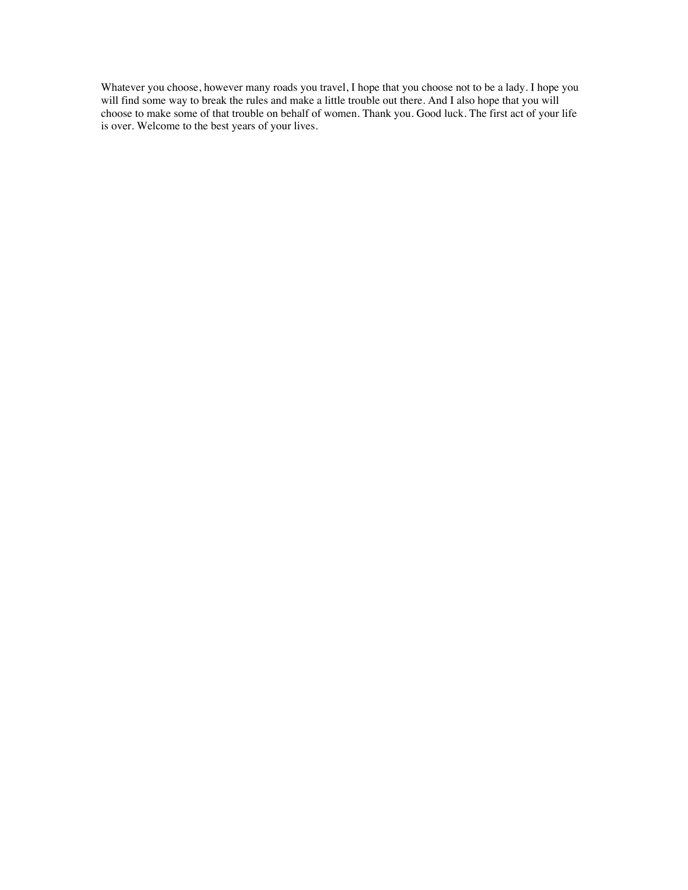Whatever you choose, however many roads you travel, I hope that you choose not to be a lady. I hope you will find some way to break the rules and make a little trouble out there. And I also hope that you will choose to make some of that trouble on behalf of women. Thank you. Good luck. The first act of your life is over. Welcome to the best years of your lives.